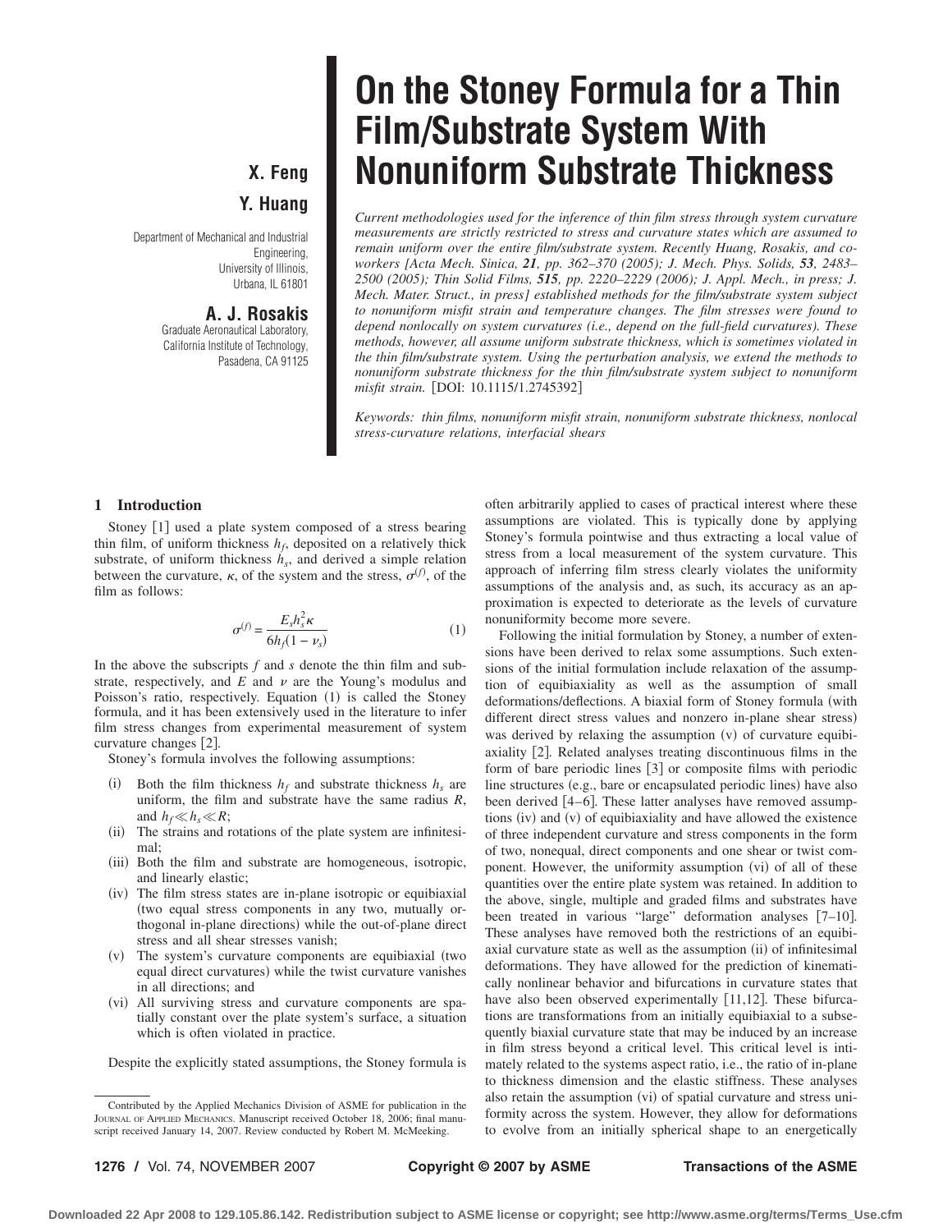# On the Stoney Formula for a Thin Film/Substrate System With Nonuniform Substrate Thickness

**X. Feng**

**Y. Huang**

Department of Mechanical and Industrial Engineering,
University of Illinois,
Urbana, IL 61801

**A. J. Rosakis**

Graduate Aeronautical Laboratory,
California Institute of Technology,
Pasadena, CA 91125

*Current methodologies used for the inference of thin film stress through system curvature measurements are strictly restricted to stress and curvature states which are assumed to remain uniform over the entire film/substrate system. Recently Huang, Rosakis, and coworkers [Acta Mech. Sinica,* ***21****, pp. 362–370 (2005); J. Mech. Phys. Solids,* ***53****, 2483–2500 (2005); Thin Solid Films,* ***515****, pp. 2220–2229 (2006); J. Appl. Mech., in press; J. Mech. Mater. Struct., in press] established methods for the film/substrate system subject to nonuniform misfit strain and temperature changes. The film stresses were found to depend nonlocally on system curvatures (i.e., depend on the full-field curvatures). These methods, however, all assume uniform substrate thickness, which is sometimes violated in the thin film/substrate system. Using the perturbation analysis, we extend the methods to nonuniform substrate thickness for the thin film/substrate system subject to nonuniform misfit strain.* [DOI: 10.1115/1.2745392]

*Keywords: thin films, nonuniform misfit strain, nonuniform substrate thickness, nonlocal stress-curvature relations, interfacial shears*

## 1 Introduction

Stoney [1] used a plate system composed of a stress bearing thin film, of uniform thickness $h_f$, deposited on a relatively thick substrate, of uniform thickness $h_s$, and derived a simple relation between the curvature, $\kappa$, of the system and the stress, $\sigma^{(f)}$, of the film as follows:

$$\sigma^{(f)} = \frac{E_s h_s^2 \kappa}{6 h_f (1 - \nu_s)} \tag{1}$$

In the above the subscripts $f$ and $s$ denote the thin film and substrate, respectively, and $E$ and $\nu$ are the Young's modulus and Poisson's ratio, respectively. Equation (1) is called the Stoney formula, and it has been extensively used in the literature to infer film stress changes from experimental measurement of system curvature changes [2].

Stoney's formula involves the following assumptions:

(i) Both the film thickness $h_f$ and substrate thickness $h_s$ are uniform, the film and substrate have the same radius $R$, and $h_f \ll h_s \ll R$;

(ii) The strains and rotations of the plate system are infinitesimal;

(iii) Both the film and substrate are homogeneous, isotropic, and linearly elastic;

(iv) The film stress states are in-plane isotropic or equibiaxial (two equal stress components in any two, mutually orthogonal in-plane directions) while the out-of-plane direct stress and all shear stresses vanish;

(v) The system's curvature components are equibiaxial (two equal direct curvatures) while the twist curvature vanishes in all directions; and

(vi) All surviving stress and curvature components are spatially constant over the plate system's surface, a situation which is often violated in practice.

Despite the explicitly stated assumptions, the Stoney formula is often arbitrarily applied to cases of practical interest where these assumptions are violated. This is typically done by applying Stoney's formula pointwise and thus extracting a local value of stress from a local measurement of the system curvature. This approach of inferring film stress clearly violates the uniformity assumptions of the analysis and, as such, its accuracy as an approximation is expected to deteriorate as the levels of curvature nonuniformity become more severe.

Following the initial formulation by Stoney, a number of extensions have been derived to relax some assumptions. Such extensions of the initial formulation include relaxation of the assumption of equibiaxiality as well as the assumption of small deformations/deflections. A biaxial form of Stoney formula (with different direct stress values and nonzero in-plane shear stress) was derived by relaxing the assumption (v) of curvature equibiaxiality [2]. Related analyses treating discontinuous films in the form of bare periodic lines [3] or composite films with periodic line structures (e.g., bare or encapsulated periodic lines) have also been derived [4–6]. These latter analyses have removed assumptions (iv) and (v) of equibiaxiality and have allowed the existence of three independent curvature and stress components in the form of two, nonequal, direct components and one shear or twist component. However, the uniformity assumption (vi) of all of these quantities over the entire plate system was retained. In addition to the above, single, multiple and graded films and substrates have been treated in various "large" deformation analyses [7–10]. These analyses have removed both the restrictions of an equibiaxial curvature state as well as the assumption (ii) of infinitesimal deformations. They have allowed for the prediction of kinematically nonlinear behavior and bifurcations in curvature states that have also been observed experimentally [11,12]. These bifurcations are transformations from an initially equibiaxial to a subsequently biaxial curvature state that may be induced by an increase in film stress beyond a critical level. This critical level is intimately related to the systems aspect ratio, i.e., the ratio of in-plane to thickness dimension and the elastic stiffness. These analyses also retain the assumption (vi) of spatial curvature and stress uniformity across the system. However, they allow for deformations to evolve from an initially spherical shape to an energetically

Contributed by the Applied Mechanics Division of ASME for publication in the JOURNAL OF APPLIED MECHANICS. Manuscript received October 18, 2006; final manuscript received January 14, 2007. Review conducted by Robert M. McMeeking.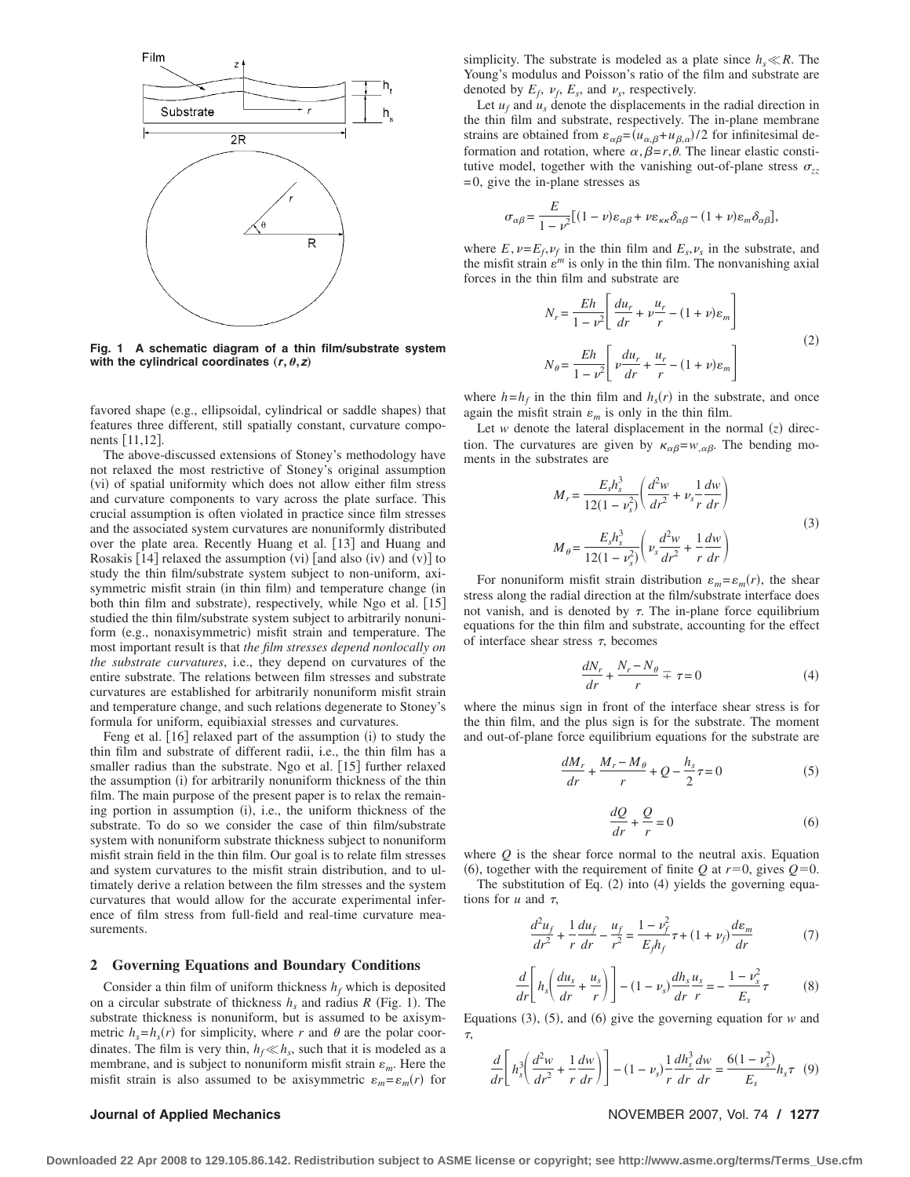Fig. 1 A schematic diagram of a thin film/substrate system with the cylindrical coordinates $(r,\theta,z)$

favored shape (e.g., ellipsoidal, cylindrical or saddle shapes) that features three different, still spatially constant, curvature components [11,12].

The above-discussed extensions of Stoney's methodology have not relaxed the most restrictive of Stoney's original assumption (vi) of spatial uniformity which does not allow either film stress and curvature components to vary across the plate surface. This crucial assumption is often violated in practice since film stresses and the associated system curvatures are nonuniformly distributed over the plate area. Recently Huang et al. [13] and Huang and Rosakis [14] relaxed the assumption (vi) [and also (iv) and (v)] to study the thin film/substrate system subject to non-uniform, axisymmetric misfit strain (in thin film) and temperature change (in both thin film and substrate), respectively, while Ngo et al. [15] studied the thin film/substrate system subject to arbitrarily nonuniform (e.g., nonaxisymmetric) misfit strain and temperature. The most important result is that *the film stresses depend nonlocally on the substrate curvatures*, i.e., they depend on curvatures of the entire substrate. The relations between film stresses and substrate curvatures are established for arbitrarily nonuniform misfit strain and temperature change, and such relations degenerate to Stoney's formula for uniform, equibiaxial stresses and curvatures.

Feng et al. [16] relaxed part of the assumption (i) to study the thin film and substrate of different radii, i.e., the thin film has a smaller radius than the substrate. Ngo et al. [15] further relaxed the assumption (i) for arbitrarily nonuniform thickness of the thin film. The main purpose of the present paper is to relax the remaining portion in assumption (i), i.e., the uniform thickness of the substrate. To do so we consider the case of thin film/substrate system with nonuniform substrate thickness subject to nonuniform misfit strain field in the thin film. Our goal is to relate film stresses and system curvatures to the misfit strain distribution, and to ultimately derive a relation between the film stresses and the system curvatures that would allow for the accurate experimental inference of film stress from full-field and real-time curvature measurements.

## 2 Governing Equations and Boundary Conditions

Consider a thin film of uniform thickness $h_f$ which is deposited on a circular substrate of thickness $h_s$ and radius $R$ (Fig. 1). The substrate thickness is nonuniform, but is assumed to be axisymmetric $h_s = h_s(r)$ for simplicity, where $r$ and $\theta$ are the polar coordinates. The film is very thin, $h_f \ll h_s$, such that it is modeled as a membrane, and is subject to nonuniform misfit strain $\varepsilon_m$. Here the misfit strain is also assumed to be axisymmetric $\varepsilon_m = \varepsilon_m(r)$ for simplicity. The substrate is modeled as a plate since $h_s \ll R$. The Young's modulus and Poisson's ratio of the film and substrate are denoted by $E_f$, $\nu_f$, $E_s$, and $\nu_s$, respectively.

Let $u_f$ and $u_s$ denote the displacements in the radial direction in the thin film and substrate, respectively. The in-plane membrane strains are obtained from $\varepsilon_{\alpha\beta} = (u_{\alpha,\beta} + u_{\beta,\alpha})/2$ for infinitesimal deformation and rotation, where $\alpha, \beta = r, \theta$. The linear elastic constitutive model, together with the vanishing out-of-plane stress $\sigma_{zz} = 0$, give the in-plane stresses as

$$\sigma_{\alpha\beta} = \frac{E}{1-\nu^2}[(1-\nu)\varepsilon_{\alpha\beta} + \nu\varepsilon_{\kappa\kappa}\delta_{\alpha\beta} - (1+\nu)\varepsilon_m\delta_{\alpha\beta}],$$

where $E, \nu = E_f, \nu_f$ in the thin film and $E_s, \nu_s$ in the substrate, and the misfit strain $\varepsilon^m$ is only in the thin film. The nonvanishing axial forces in the thin film and substrate are

$$N_r = \frac{Eh}{1-\nu^2}\left[\frac{du_r}{dr} + \nu\frac{u_r}{r} - (1+\nu)\varepsilon_m\right]$$
$$N_\theta = \frac{Eh}{1-\nu^2}\left[\nu\frac{du_r}{dr} + \frac{u_r}{r} - (1+\nu)\varepsilon_m\right] \quad (2)$$

where $h = h_f$ in the thin film and $h_s(r)$ in the substrate, and once again the misfit strain $\varepsilon_m$ is only in the thin film.

Let $w$ denote the lateral displacement in the normal ($z$) direction. The curvatures are given by $\kappa_{\alpha\beta} = w_{,\alpha\beta}$. The bending moments in the substrates are

$$M_r = \frac{E_s h_s^3}{12(1-\nu_s^2)}\left(\frac{d^2w}{dr^2} + \nu_s\frac{1}{r}\frac{dw}{dr}\right)$$
$$M_\theta = \frac{E_s h_s^3}{12(1-\nu_s^2)}\left(\nu_s\frac{d^2w}{dr^2} + \frac{1}{r}\frac{dw}{dr}\right) \quad (3)$$

For nonuniform misfit strain distribution $\varepsilon_m = \varepsilon_m(r)$, the shear stress along the radial direction at the film/substrate interface does not vanish, and is denoted by $\tau$. The in-plane force equilibrium equations for the thin film and substrate, accounting for the effect of interface shear stress $\tau$, becomes

$$\frac{dN_r}{dr} + \frac{N_r - N_\theta}{r} \mp \tau = 0 \quad (4)$$

where the minus sign in front of the interface shear stress is for the thin film, and the plus sign is for the substrate. The moment and out-of-plane force equilibrium equations for the substrate are

$$\frac{dM_r}{dr} + \frac{M_r - M_\theta}{r} + Q - \frac{h_s}{2}\tau = 0 \quad (5)$$

$$\frac{dQ}{dr} + \frac{Q}{r} = 0 \quad (6)$$

where $Q$ is the shear force normal to the neutral axis. Equation (6), together with the requirement of finite $Q$ at $r=0$, gives $Q=0$.

The substitution of Eq. (2) into (4) yields the governing equations for $u$ and $\tau$,

$$\frac{d^2u_f}{dr^2} + \frac{1}{r}\frac{du_f}{dr} - \frac{u_f}{r^2} = \frac{1-\nu_f^2}{E_f h_f}\tau + (1+\nu_f)\frac{d\varepsilon_m}{dr} \quad (7)$$

$$\frac{d}{dr}\left[h_s\left(\frac{du_s}{dr} + \frac{u_s}{r}\right)\right] - (1-\nu_s)\frac{dh_s}{dr}\frac{u_s}{r} = -\frac{1-\nu_s^2}{E_s}\tau \quad (8)$$

Equations (3), (5), and (6) give the governing equation for $w$ and $\tau$,

$$\frac{d}{dr}\left[h_s^3\left(\frac{d^2w}{dr^2} + \frac{1}{r}\frac{dw}{dr}\right)\right] - (1-\nu_s)\frac{1}{r}\frac{dh_s^3}{dr}\frac{dw}{dr} = \frac{6(1-\nu_s^2)}{E_s}h_s\tau \quad (9)$$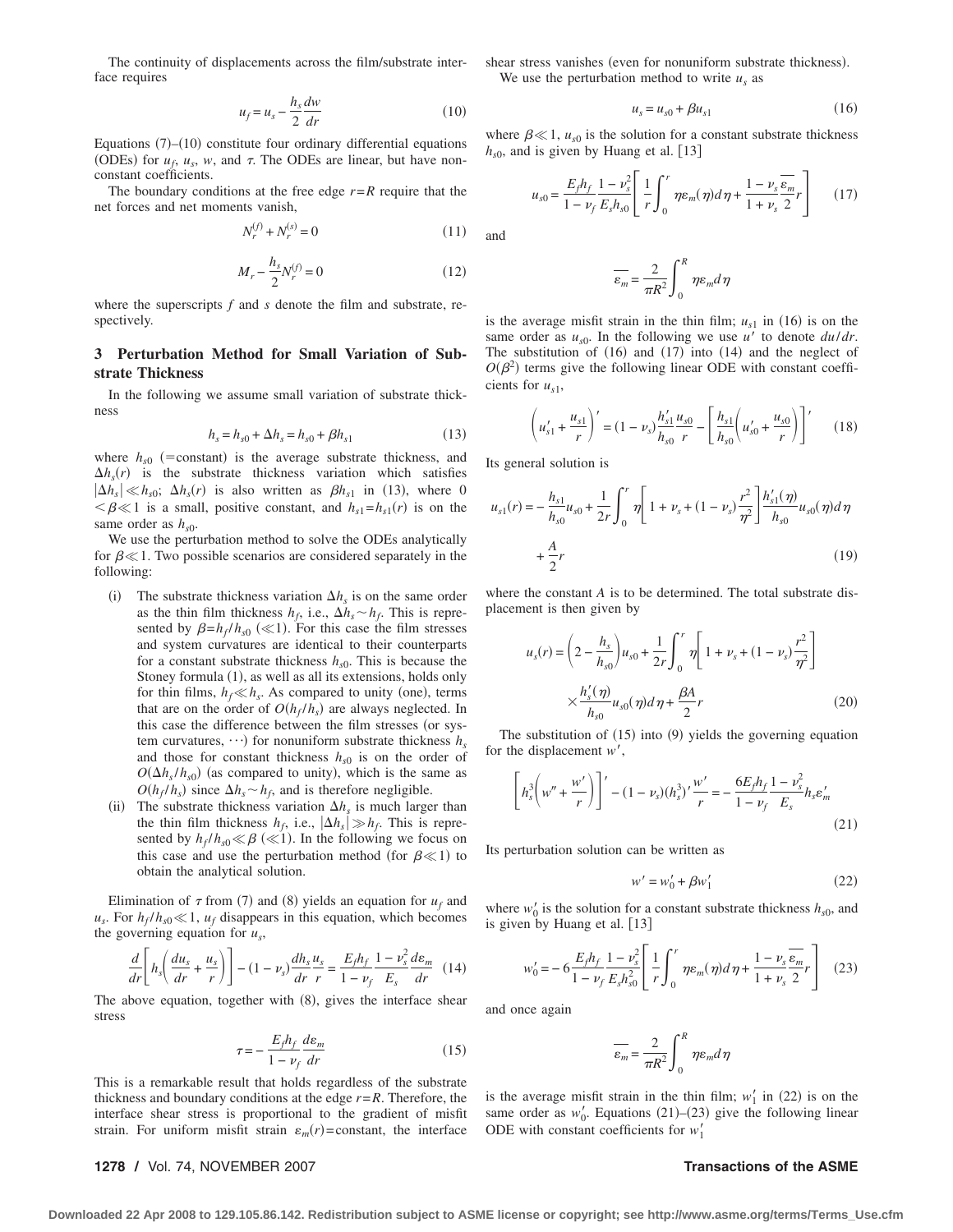The continuity of displacements across the film/substrate interface requires

$$u_f = u_s - \frac{h_s}{2}\frac{dw}{dr} \tag{10}$$

Equations (7)–(10) constitute four ordinary differential equations (ODEs) for $u_f$, $u_s$, $w$, and $\tau$. The ODEs are linear, but have nonconstant coefficients.

The boundary conditions at the free edge $r=R$ require that the net forces and net moments vanish,

$$N_r^{(f)} + N_r^{(s)} = 0 \tag{11}$$

$$M_r - \frac{h_s}{2}N_r^{(f)} = 0 \tag{12}$$

where the superscripts $f$ and $s$ denote the film and substrate, respectively.

## 3 Perturbation Method for Small Variation of Substrate Thickness

In the following we assume small variation of substrate thickness

$$h_s = h_{s0} + \Delta h_s = h_{s0} + \beta h_{s1} \tag{13}$$

where $h_{s0}$ (=constant) is the average substrate thickness, and $\Delta h_s(r)$ is the substrate thickness variation which satisfies $|\Delta h_s| \ll h_{s0}$; $\Delta h_s(r)$ is also written as $\beta h_{s1}$ in (13), where $0 < \beta \ll 1$ is a small, positive constant, and $h_{s1} = h_{s1}(r)$ is on the same order as $h_{s0}$.

We use the perturbation method to solve the ODEs analytically for $\beta \ll 1$. Two possible scenarios are considered separately in the following:

(i) The substrate thickness variation $\Delta h_s$ is on the same order as the thin film thickness $h_f$, i.e., $\Delta h_s \sim h_f$. This is represented by $\beta = h_f/h_{s0}$ ($\ll 1$). For this case the film stresses and system curvatures are identical to their counterparts for a constant substrate thickness $h_{s0}$. This is because the Stoney formula (1), as well as all its extensions, holds only for thin films, $h_f \ll h_s$. As compared to unity (one), terms that are on the order of $O(h_f/h_s)$ are always neglected. In this case the difference between the film stresses (or system curvatures, $\cdots$) for nonuniform substrate thickness $h_s$ and those for constant thickness $h_{s0}$ is on the order of $O(\Delta h_s/h_{s0})$ (as compared to unity), which is the same as $O(h_f/h_s)$ since $\Delta h_s \sim h_f$, and is therefore negligible.

(ii) The substrate thickness variation $\Delta h_s$ is much larger than the thin film thickness $h_f$, i.e., $|\Delta h_s| \gg h_f$. This is represented by $h_f/h_{s0} \ll \beta$ ($\ll 1$). In the following we focus on this case and use the perturbation method (for $\beta \ll 1$) to obtain the analytical solution.

Elimination of $\tau$ from (7) and (8) yields an equation for $u_f$ and $u_s$. For $h_f/h_{s0} \ll 1$, $u_f$ disappears in this equation, which becomes the governing equation for $u_s$,

$$\frac{d}{dr}\left[h_s\left(\frac{du_s}{dr} + \frac{u_s}{r}\right)\right] - (1-\nu_s)\frac{dh_s}{dr}\frac{u_s}{r} = \frac{E_f h_f}{1-\nu_f}\frac{1-\nu_s^2}{E_s}\frac{d\varepsilon_m}{dr} \tag{14}$$

The above equation, together with (8), gives the interface shear stress

$$\tau = -\frac{E_f h_f}{1-\nu_f}\frac{d\varepsilon_m}{dr} \tag{15}$$

This is a remarkable result that holds regardless of the substrate thickness and boundary conditions at the edge $r=R$. Therefore, the interface shear stress is proportional to the gradient of misfit strain. For uniform misfit strain $\varepsilon_m(r)$=constant, the interface shear stress vanishes (even for nonuniform substrate thickness).

We use the perturbation method to write $u_s$ as

$$u_s = u_{s0} + \beta u_{s1} \tag{16}$$

where $\beta \ll 1$, $u_{s0}$ is the solution for a constant substrate thickness $h_{s0}$, and is given by Huang et al. [13]

$$u_{s0} = \frac{E_f h_f}{1-\nu_f}\frac{1-\nu_s^2}{E_s h_{s0}}\left[\frac{1}{r}\int_0^r \eta\varepsilon_m(\eta)d\eta + \frac{1-\nu_s}{1+\nu_s}\frac{\overline{\varepsilon_m}}{2}r\right] \tag{17}$$

and

$$\overline{\varepsilon_m} = \frac{2}{\pi R^2}\int_0^R \eta\varepsilon_m d\eta$$

is the average misfit strain in the thin film; $u_{s1}$ in (16) is on the same order as $u_{s0}$. In the following we use $u'$ to denote $du/dr$. The substitution of (16) and (17) into (14) and the neglect of $O(\beta^2)$ terms give the following linear ODE with constant coefficients for $u_{s1}$,

$$\left(u_{s1}' + \frac{u_{s1}}{r}\right)' = (1-\nu_s)\frac{h_{s1}'}{h_{s0}}\frac{u_{s0}}{r} - \left[\frac{h_{s1}}{h_{s0}}\left(u_{s0}' + \frac{u_{s0}}{r}\right)\right]' \tag{18}$$

Its general solution is

$$u_{s1}(r) = -\frac{h_{s1}}{h_{s0}}u_{s0} + \frac{1}{2r}\int_0^r \eta\left[1+\nu_s + (1-\nu_s)\frac{r^2}{\eta^2}\right]\frac{h_{s1}'(\eta)}{h_{s0}}u_{s0}(\eta)d\eta + \frac{A}{2}r \tag{19}$$

where the constant $A$ is to be determined. The total substrate displacement is then given by

$$u_s(r) = \left(2 - \frac{h_s}{h_{s0}}\right)u_{s0} + \frac{1}{2r}\int_0^r \eta\left[1+\nu_s + (1-\nu_s)\frac{r^2}{\eta^2}\right]\frac{h_s'(\eta)}{h_{s0}}u_{s0}(\eta)d\eta + \frac{\beta A}{2}r \tag{20}$$

The substitution of (15) into (9) yields the governing equation for the displacement $w'$,

$$\left[h_s^3\left(w'' + \frac{w'}{r}\right)\right]' - (1-\nu_s)(h_s^3)'\frac{w'}{r} = -\frac{6E_f h_f}{1-\nu_f}\frac{1-\nu_s^2}{E_s}h_s\varepsilon_m' \tag{21}$$

Its perturbation solution can be written as

$$w' = w_0' + \beta w_1' \tag{22}$$

where $w_0'$ is the solution for a constant substrate thickness $h_{s0}$, and is given by Huang et al. [13]

$$w_0' = -6\frac{E_f h_f}{1-\nu_f}\frac{1-\nu_s^2}{E_s h_{s0}^2}\left[\frac{1}{r}\int_0^r \eta\varepsilon_m(\eta)d\eta + \frac{1-\nu_s}{1+\nu_s}\frac{\overline{\varepsilon_m}}{2}r\right] \tag{23}$$

and once again

$$\overline{\varepsilon_m} = \frac{2}{\pi R^2}\int_0^R \eta\varepsilon_m d\eta$$

is the average misfit strain in the thin film; $w_1'$ in (22) is on the same order as $w_0'$. Equations (21)–(23) give the following linear ODE with constant coefficients for $w_1'$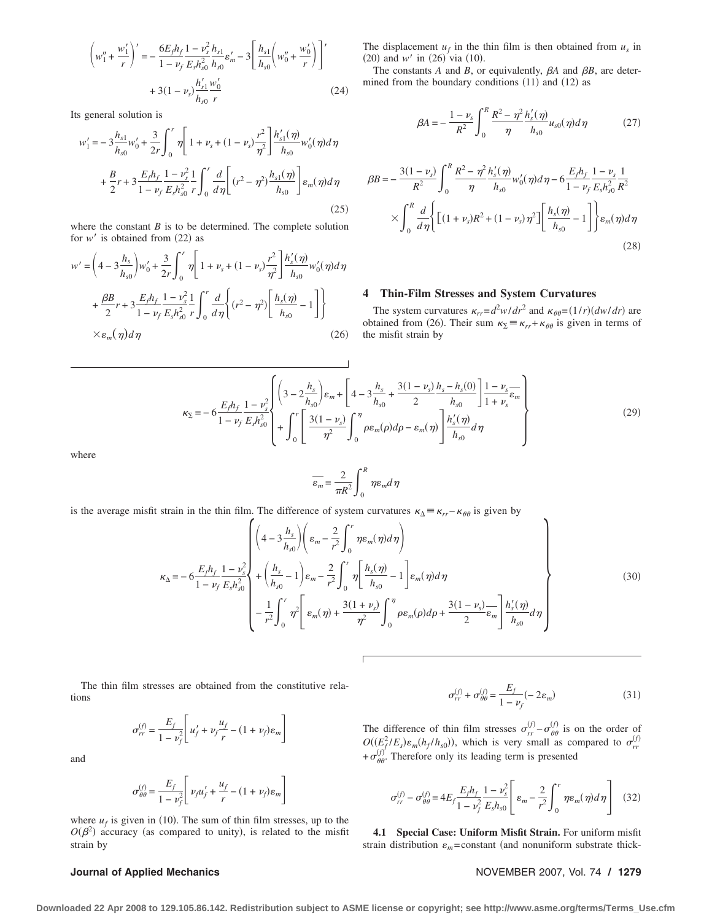$$\left(w_1''+\frac{w_1'}{r}\right)'=-\frac{6E_fh_f}{1-\nu_f}\frac{1-\nu_s^2}{E_sh_{s0}^2}\frac{h_{s1}}{h_{s0}}\varepsilon_m'-3\left[\frac{h_{s1}}{h_{s0}}\left(w_0''+\frac{w_0'}{r}\right)\right]'+3(1-\nu_s)\frac{h_{s1}'}{h_{s0}}\frac{w_0'}{r} \tag{24}$$

Its general solution is

$$w_1'=-3\frac{h_{s1}}{h_{s0}}w_0'+\frac{3}{2r}\int_0^r\eta\left[1+\nu_s+(1-\nu_s)\frac{r^2}{\eta^2}\right]\frac{h_{s1}'(\eta)}{h_{s0}}w_0'(\eta)d\eta+\frac{B}{2}r+3\frac{E_fh_f}{1-\nu_f}\frac{1-\nu_s^2}{E_sh_{s0}^2}\frac{1}{r}\int_0^r\frac{d}{d\eta}\left[(r^2-\eta^2)\frac{h_{s1}(\eta)}{h_{s0}}\right]\varepsilon_m(\eta)d\eta \tag{25}$$

where the constant $B$ is to be determined. The complete solution for $w'$ is obtained from (22) as

$$w'=\left(4-3\frac{h_s}{h_{s0}}\right)w_0'+\frac{3}{2r}\int_0^r\eta\left[1+\nu_s+(1-\nu_s)\frac{r^2}{\eta^2}\right]\frac{h_s'(\eta)}{h_{s0}}w_0'(\eta)d\eta+\frac{\beta B}{2}r+3\frac{E_fh_f}{1-\nu_f}\frac{1-\nu_s^2}{E_sh_{s0}^2}\frac{1}{r}\int_0^r\frac{d}{d\eta}\left\{(r^2-\eta^2)\left[\frac{h_s(\eta)}{h_{s0}}-1\right]\right\}\times\varepsilon_m(\eta)d\eta \tag{26}$$

The displacement $u_f$ in the thin film is then obtained from $u_s$ in (20) and $w'$ in (26) via (10).

The constants $A$ and $B$, or equivalently, $\beta A$ and $\beta B$, are determined from the boundary conditions (11) and (12) as

$$\beta A=-\frac{1-\nu_s}{R^2}\int_0^R\frac{R^2-\eta^2}{\eta}\frac{h_s'(\eta)}{h_{s0}}u_{s0}(\eta)d\eta \tag{27}$$

$$\beta B=-\frac{3(1-\nu_s)}{R^2}\int_0^R\frac{R^2-\eta^2}{\eta}\frac{h_s'(\eta)}{h_{s0}}w_0'(\eta)d\eta-6\frac{E_fh_f}{1-\nu_f}\frac{1-\nu_s}{E_sh_{s0}^2}\frac{1}{R^2}\times\int_0^R\frac{d}{d\eta}\left\{\left[(1+\nu_s)R^2+(1-\nu_s)\eta^2\right]\left[\frac{h_s(\eta)}{h_{s0}}-1\right]\right\}\varepsilon_m(\eta)d\eta \tag{28}$$

## 4 Thin-Film Stresses and System Curvatures

The system curvatures $\kappa_{rr}=d^2w/dr^2$ and $\kappa_{\theta\theta}=(1/r)(dw/dr)$ are obtained from (26). Their sum $\kappa_\Sigma\equiv\kappa_{rr}+\kappa_{\theta\theta}$ is given in terms of the misfit strain by

$$\kappa_\Sigma=-6\frac{E_fh_f}{1-\nu_f}\frac{1-\nu_s^2}{E_sh_{s0}^2}\left\{\begin{aligned}&\left(3-2\frac{h_s}{h_{s0}}\right)\varepsilon_m+\left[4-3\frac{h_s}{h_{s0}}+\frac{3(1-\nu_s)}{2}\frac{h_s-h_s(0)}{h_{s0}}\right]\frac{1-\nu_s}{1+\nu_s}\overline{\varepsilon_m}\\&+\int_0^r\left[\frac{3(1-\nu_s)}{\eta^2}\int_0^\eta\rho\varepsilon_m(\rho)d\rho-\varepsilon_m(\eta)\right]\frac{h_s'(\eta)}{h_{s0}}d\eta\end{aligned}\right\} \tag{29}$$

where

$$\overline{\varepsilon_m}=\frac{2}{\pi R^2}\int_0^R\eta\varepsilon_m d\eta$$

is the average misfit strain in the thin film. The difference of system curvatures $\kappa_\Delta\equiv\kappa_{rr}-\kappa_{\theta\theta}$ is given by

$$\kappa_\Delta=-6\frac{E_fh_f}{1-\nu_f}\frac{1-\nu_s^2}{E_sh_{s0}^2}\left\{\begin{aligned}&\left(4-3\frac{h_s}{h_{s0}}\right)\left(\varepsilon_m-\frac{2}{r^2}\int_0^r\eta\varepsilon_m(\eta)d\eta\right)\\&+\left(\frac{h_s}{h_{s0}}-1\right)\varepsilon_m-\frac{2}{r^2}\int_0^r\eta\left[\frac{h_s(\eta)}{h_{s0}}-1\right]\varepsilon_m(\eta)d\eta\\&-\frac{1}{r^2}\int_0^r\eta^2\left[\varepsilon_m(\eta)+\frac{3(1+\nu_s)}{\eta^2}\int_0^\eta\rho\varepsilon_m(\rho)d\rho+\frac{3(1-\nu_s)}{2}\overline{\varepsilon_m}\right]\frac{h_s'(\eta)}{h_{s0}}d\eta\end{aligned}\right\} \tag{30}$$

The thin film stresses are obtained from the constitutive relations

$$\sigma_{rr}^{(f)}=\frac{E_f}{1-\nu_f^2}\left[u_f'+\nu_f\frac{u_f}{r}-(1+\nu_f)\varepsilon_m\right]$$

and

$$\sigma_{\theta\theta}^{(f)}=\frac{E_f}{1-\nu_f^2}\left[\nu_fu_f'+\frac{u_f}{r}-(1+\nu_f)\varepsilon_m\right]$$

where $u_f$ is given in (10). The sum of thin film stresses, up to the $O(\beta^2)$ accuracy (as compared to unity), is related to the misfit strain by

$$\sigma_{rr}^{(f)}+\sigma_{\theta\theta}^{(f)}=\frac{E_f}{1-\nu_f}(-2\varepsilon_m) \tag{31}$$

The difference of thin film stresses $\sigma_{rr}^{(f)}-\sigma_{\theta\theta}^{(f)}$ is on the order of $O((E_f^2/E_s)\varepsilon_m(h_f/h_{s0}))$, which is very small as compared to $\sigma_{rr}^{(f)}+\sigma_{\theta\theta}^{(f)}$. Therefore only its leading term is presented

$$\sigma_{rr}^{(f)}-\sigma_{\theta\theta}^{(f)}=4E_f\frac{E_fh_f}{1-\nu_f^2}\frac{1-\nu_s^2}{E_sh_{s0}}\left[\varepsilon_m-\frac{2}{r^2}\int_0^r\eta\varepsilon_m(\eta)d\eta\right] \tag{32}$$

**4.1 Special Case: Uniform Misfit Strain.** For uniform misfit strain distribution $\varepsilon_m$=constant (and nonuniform substrate thick-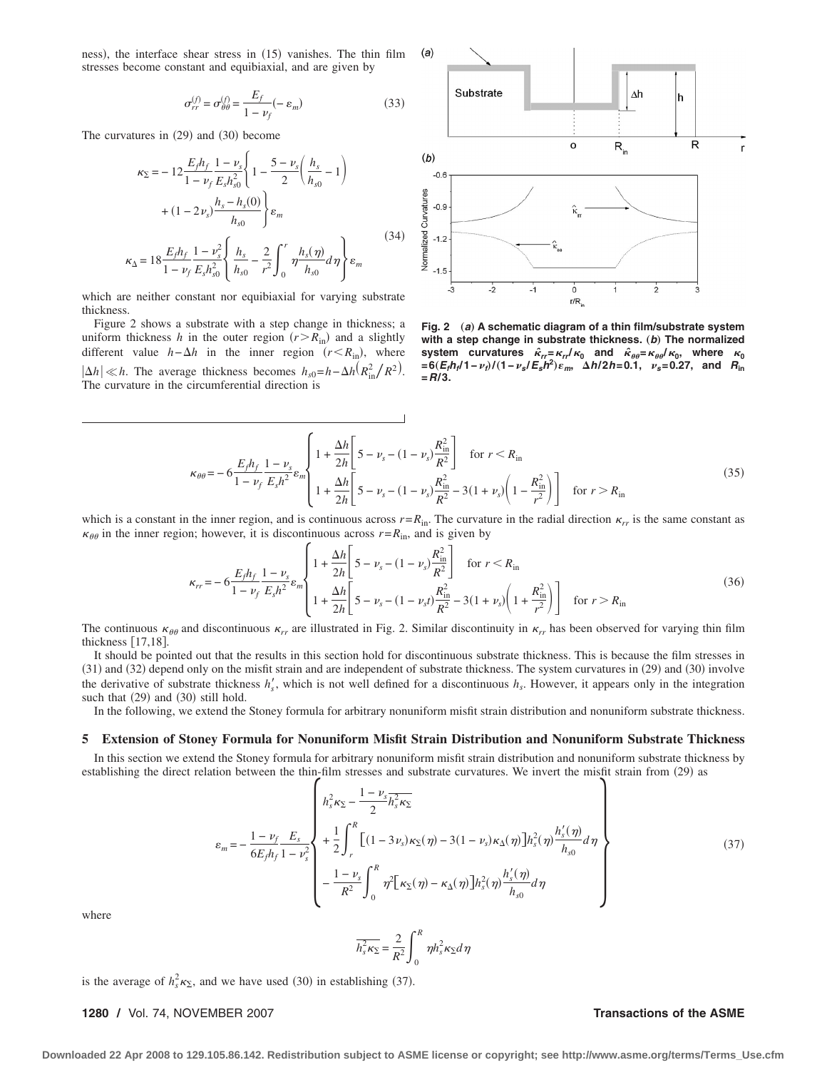ness), the interface shear stress in (15) vanishes. The thin film stresses become constant and equibiaxial, and are given by

$$\sigma_{rr}^{(f)} = \sigma_{\theta\theta}^{(f)} = \frac{E_f}{1-\nu_f}(-\varepsilon_m) \tag{33}$$

The curvatures in (29) and (30) become

$$\begin{aligned}\kappa_\Sigma &= -12\frac{E_f h_f}{1-\nu_f}\frac{1-\nu_s}{E_s h_{s0}^2}\left\{1 - \frac{5-\nu_s}{2}\left(\frac{h_s}{h_{s0}}-1\right) + (1-2\nu_s)\frac{h_s - h_s(0)}{h_{s0}}\right\}\varepsilon_m \\ \kappa_\Delta &= 18\frac{E_f h_f}{1-\nu_f}\frac{1-\nu_s^2}{E_s h_{s0}^2}\left\{\frac{h_s}{h_{s0}} - \frac{2}{r^2}\int_0^r \eta\frac{h_s(\eta)}{h_{s0}}d\eta\right\}\varepsilon_m\end{aligned} \tag{34}$$

which are neither constant nor equibiaxial for varying substrate thickness.

Figure 2 shows a substrate with a step change in thickness; a uniform thickness $h$ in the outer region ($r > R_{\rm in}$) and a slightly different value $h-\Delta h$ in the inner region ($r < R_{\rm in}$), where $|\Delta h| \ll h$. The average thickness becomes $h_{s0} = h - \Delta h(R_{\rm in}^2/R^2)$. The curvature in the circumferential direction is

**Fig. 2** (*a*) **A schematic diagram of a thin film/substrate system with a step change in substrate thickness.** (*b*) **The normalized system curvatures $\hat{\kappa}_{rr} = \kappa_{rr}/\kappa_0$ and $\hat{\kappa}_{\theta\theta} = \kappa_{\theta\theta}/\kappa_0$, where $\kappa_0 = 6(E_f h_f/1-\nu_f)/(1-\nu_s/E_s h^2)\varepsilon_m$, $\Delta h/2h = 0.1$, $\nu_s = 0.27$, and $R_{\rm in} = R/3$.**

$$\kappa_{\theta\theta} = -6\frac{E_f h_f}{1-\nu_f}\frac{1-\nu_s}{E_s h^2}\varepsilon_m \begin{cases} 1 + \dfrac{\Delta h}{2h}\left[5 - \nu_s - (1-\nu_s)\dfrac{R_{\rm in}^2}{R^2}\right] & \text{for } r < R_{\rm in} \\ 1 + \dfrac{\Delta h}{2h}\left[5 - \nu_s - (1-\nu_s)\dfrac{R_{\rm in}^2}{R^2} - 3(1+\nu_s)\left(1 - \dfrac{R_{\rm in}^2}{r^2}\right)\right] & \text{for } r > R_{\rm in}\end{cases} \tag{35}$$

which is a constant in the inner region, and is continuous across $r = R_{\rm in}$. The curvature in the radial direction $\kappa_{rr}$ is the same constant as $\kappa_{\theta\theta}$ in the inner region; however, it is discontinuous across $r = R_{\rm in}$, and is given by

$$\kappa_{rr} = -6\frac{E_f h_f}{1-\nu_f}\frac{1-\nu_s}{E_s h^2}\varepsilon_m \begin{cases} 1 + \dfrac{\Delta h}{2h}\left[5 - \nu_s - (1-\nu_s)\dfrac{R_{\rm in}^2}{R^2}\right] & \text{for } r < R_{\rm in} \\ 1 + \dfrac{\Delta h}{2h}\left[5 - \nu_s - (1-\nu_s t)\dfrac{R_{\rm in}^2}{R^2} - 3(1+\nu_s)\left(1 + \dfrac{R_{\rm in}^2}{r^2}\right)\right] & \text{for } r > R_{\rm in}\end{cases} \tag{36}$$

The continuous $\kappa_{\theta\theta}$ and discontinuous $\kappa_{rr}$ are illustrated in Fig. 2. Similar discontinuity in $\kappa_{rr}$ has been observed for varying thin film thickness [17,18].

It should be pointed out that the results in this section hold for discontinuous substrate thickness. This is because the film stresses in (31) and (32) depend only on the misfit strain and are independent of substrate thickness. The system curvatures in (29) and (30) involve the derivative of substrate thickness $h_s'$, which is not well defined for a discontinuous $h_s$. However, it appears only in the integration such that (29) and (30) still hold.

In the following, we extend the Stoney formula for arbitrary nonuniform misfit strain distribution and nonuniform substrate thickness.

## 5 Extension of Stoney Formula for Nonuniform Misfit Strain Distribution and Nonuniform Substrate Thickness

In this section we extend the Stoney formula for arbitrary nonuniform misfit strain distribution and nonuniform substrate thickness by establishing the direct relation between the thin-film stresses and substrate curvatures. We invert the misfit strain from (29) as

$$\varepsilon_m = -\frac{1-\nu_f}{6E_f h_f}\frac{E_s}{1-\nu_s^2}\left\{\begin{aligned} & h_s^2\kappa_\Sigma - \frac{1-\nu_s}{2}\overline{h_s^2\kappa_\Sigma} \\ & + \frac{1}{2}\int_r^R \left[(1-3\nu_s)\kappa_\Sigma(\eta) - 3(1-\nu_s)\kappa_\Delta(\eta)\right]h_s^2(\eta)\frac{h_s'(\eta)}{h_{s0}}d\eta \\ & - \frac{1-\nu_s}{R^2}\int_0^R \eta^2\left[\kappa_\Sigma(\eta) - \kappa_\Delta(\eta)\right]h_s^2(\eta)\frac{h_s'(\eta)}{h_{s0}}d\eta\end{aligned}\right\} \tag{37}$$

where

$$\overline{h_s^2\kappa_\Sigma} = \frac{2}{R^2}\int_0^R \eta h_s^2\kappa_\Sigma d\eta$$

is the average of $h_s^2\kappa_\Sigma$, and we have used (30) in establishing (37).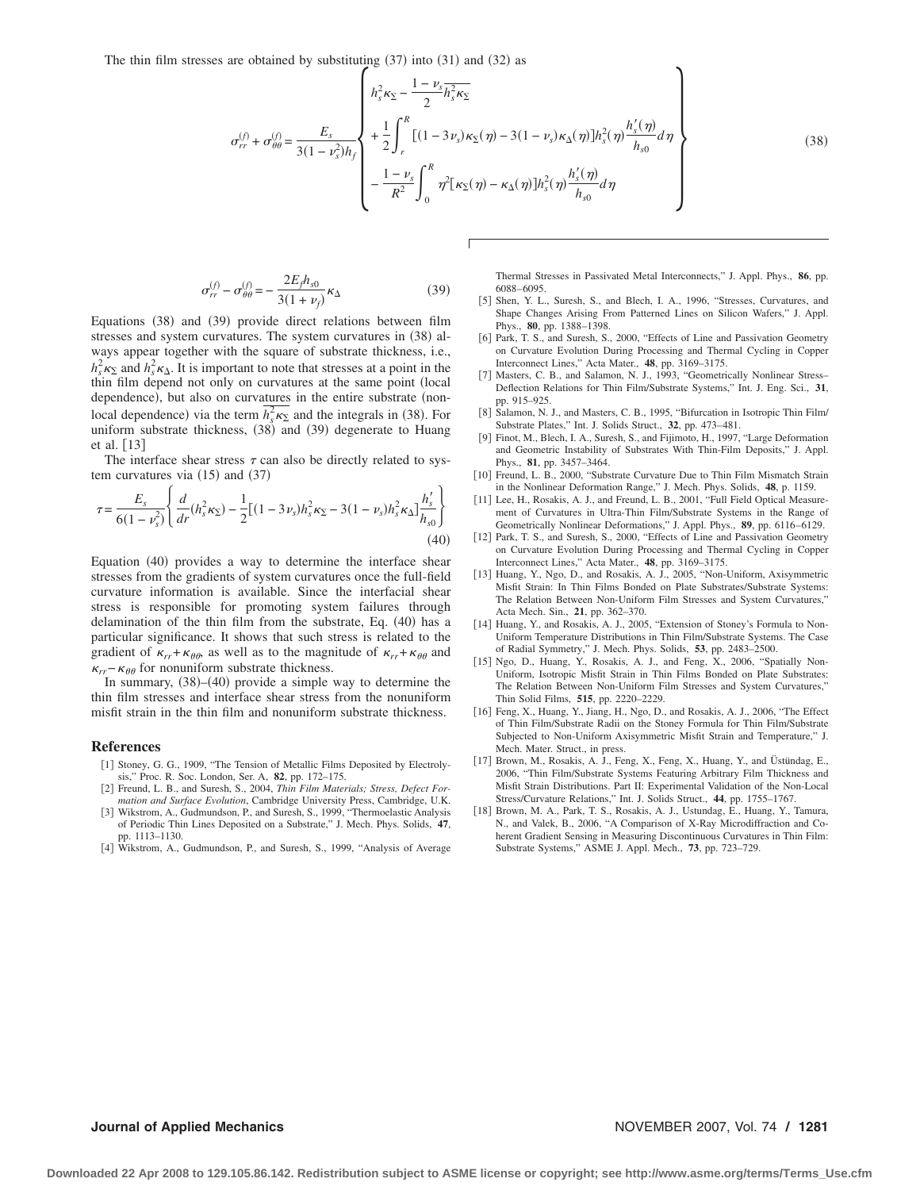The thin film stresses are obtained by substituting (37) into (31) and (32) as

$$
\sigma_{rr}^{(f)} + \sigma_{\theta\theta}^{(f)} = \frac{E_s}{3(1-\nu_s^2)h_f} \left\{ \begin{array}{l} h_s^2 \kappa_\Sigma - \dfrac{1-\nu_s}{2} \overline{h_s^2 \kappa_\Sigma} \\ + \dfrac{1}{2} \displaystyle\int_r^R [(1-3\nu_s)\kappa_\Sigma(\eta) - 3(1-\nu_s)\kappa_\Delta(\eta)] h_s^2(\eta) \frac{h_s'(\eta)}{h_{s0}} d\eta \\ - \dfrac{1-\nu_s}{R^2} \displaystyle\int_0^R \eta^2 [\kappa_\Sigma(\eta) - \kappa_\Delta(\eta)] h_s^2(\eta) \frac{h_s'(\eta)}{h_{s0}} d\eta \end{array} \right\} \tag{38}
$$

$$
\sigma_{rr}^{(f)} - \sigma_{\theta\theta}^{(f)} = -\frac{2E_f h_{s0}}{3(1+\nu_f)} \kappa_\Delta \tag{39}
$$

Equations (38) and (39) provide direct relations between film stresses and system curvatures. The system curvatures in (38) always appear together with the square of substrate thickness, i.e., $h_s^2 \kappa_\Sigma$ and $h_s^2 \kappa_\Delta$. It is important to note that stresses at a point in the thin film depend not only on curvatures at the same point (local dependence), but also on curvatures in the entire substrate (nonlocal dependence) via the term $\overline{h_s^2 \kappa_\Sigma}$ and the integrals in (38). For uniform substrate thickness, (38) and (39) degenerate to Huang et al. [13]

The interface shear stress $\tau$ can also be directly related to system curvatures via (15) and (37)

$$
\tau = \frac{E_s}{6(1-\nu_s^2)} \left\{ \frac{d}{dr}(h_s^2 \kappa_\Sigma) - \frac{1}{2}[(1-3\nu_s)h_s^2 \kappa_\Sigma - 3(1-\nu_s)h_s^2 \kappa_\Delta] \frac{h_s'}{h_{s0}} \right\} \tag{40}
$$

Equation (40) provides a way to determine the interface shear stresses from the gradients of system curvatures once the full-field curvature information is available. Since the interfacial shear stress is responsible for promoting system failures through delamination of the thin film from the substrate, Eq. (40) has a particular significance. It shows that such stress is related to the gradient of $\kappa_{rr} + \kappa_{\theta\theta}$, as well as to the magnitude of $\kappa_{rr} + \kappa_{\theta\theta}$ and $\kappa_{rr} - \kappa_{\theta\theta}$ for nonuniform substrate thickness.

In summary, (38)–(40) provide a simple way to determine the thin film stresses and interface shear stress from the nonuniform misfit strain in the thin film and nonuniform substrate thickness.

## References

[1] Stoney, G. G., 1909, "The Tension of Metallic Films Deposited by Electrolysis," Proc. R. Soc. London, Ser. A, **82**, pp. 172–175.

[2] Freund, L. B., and Suresh, S., 2004, *Thin Film Materials; Stress, Defect Formation and Surface Evolution*, Cambridge University Press, Cambridge, U.K.

[3] Wikstrom, A., Gudmundson, P., and Suresh, S., 1999, "Thermoelastic Analysis of Periodic Thin Lines Deposited on a Substrate," J. Mech. Phys. Solids, **47**, pp. 1113–1130.

[4] Wikstrom, A., Gudmundson, P., and Suresh, S., 1999, "Analysis of Average Thermal Stresses in Passivated Metal Interconnects," J. Appl. Phys., **86**, pp. 6088–6095.

[5] Shen, Y. L., Suresh, S., and Blech, I. A., 1996, "Stresses, Curvatures, and Shape Changes Arising From Patterned Lines on Silicon Wafers," J. Appl. Phys., **80**, pp. 1388–1398.

[6] Park, T. S., and Suresh, S., 2000, "Effects of Line and Passivation Geometry on Curvature Evolution During Processing and Thermal Cycling in Copper Interconnect Lines," Acta Mater., **48**, pp. 3169–3175.

[7] Masters, C. B., and Salamon, N. J., 1993, "Geometrically Nonlinear Stress–Deflection Relations for Thin Film/Substrate Systems," Int. J. Eng. Sci., **31**, pp. 915–925.

[8] Salamon, N. J., and Masters, C. B., 1995, "Bifurcation in Isotropic Thin Film/Substrate Plates," Int. J. Solids Struct., **32**, pp. 473–481.

[9] Finot, M., Blech, I. A., Suresh, S., and Fijimoto, H., 1997, "Large Deformation and Geometric Instability of Substrates With Thin-Film Deposits," J. Appl. Phys., **81**, pp. 3457–3464.

[10] Freund, L. B., 2000, "Substrate Curvature Due to Thin Film Mismatch Strain in the Nonlinear Deformation Range," J. Mech. Phys. Solids, **48**, p. 1159.

[11] Lee, H., Rosakis, A. J., and Freund, L. B., 2001, "Full Field Optical Measurement of Curvatures in Ultra-Thin Film/Substrate Systems in the Range of Geometrically Nonlinear Deformations," J. Appl. Phys., **89**, pp. 6116–6129.

[12] Park, T. S., and Suresh, S., 2000, "Effects of Line and Passivation Geometry on Curvature Evolution During Processing and Thermal Cycling in Copper Interconnect Lines," Acta Mater., **48**, pp. 3169–3175.

[13] Huang, Y., Ngo, D., and Rosakis, A. J., 2005, "Non-Uniform, Axisymmetric Misfit Strain: In Thin Films Bonded on Plate Substrates/Substrate Systems: The Relation Between Non-Uniform Film Stresses and System Curvatures," Acta Mech. Sin., **21**, pp. 362–370.

[14] Huang, Y., and Rosakis, A. J., 2005, "Extension of Stoney's Formula to Non-Uniform Temperature Distributions in Thin Film/Substrate Systems. The Case of Radial Symmetry," J. Mech. Phys. Solids, **53**, pp. 2483–2500.

[15] Ngo, D., Huang, Y., Rosakis, A. J., and Feng, X., 2006, "Spatially Non-Uniform, Isotropic Misfit Strain in Thin Films Bonded on Plate Substrates: The Relation Between Non-Uniform Film Stresses and System Curvatures," Thin Solid Films, **515**, pp. 2220–2229.

[16] Feng, X., Huang, Y., Jiang, H., Ngo, D., and Rosakis, A. J., 2006, "The Effect of Thin Film/Substrate Radii on the Stoney Formula for Thin Film/Substrate Subjected to Non-Uniform Axisymmetric Misfit Strain and Temperature," J. Mech. Mater. Struct., in press.

[17] Brown, M., Rosakis, A. J., Feng, X., Feng, X., Huang, Y., and Üstündag, E., 2006, "Thin Film/Substrate Systems Featuring Arbitrary Film Thickness and Misfit Strain Distributions. Part II: Experimental Validation of the Non-Local Stress/Curvature Relations," Int. J. Solids Struct., **44**, pp. 1755–1767.

[18] Brown, M. A., Park, T. S., Rosakis, A. J., Ustundag, E., Huang, Y., Tamura, N., and Valek, B., 2006, "A Comparison of X-Ray Microdiffraction and Coherent Gradient Sensing in Measuring Discontinuous Curvatures in Thin Film: Substrate Systems," ASME J. Appl. Mech., **73**, pp. 723–729.